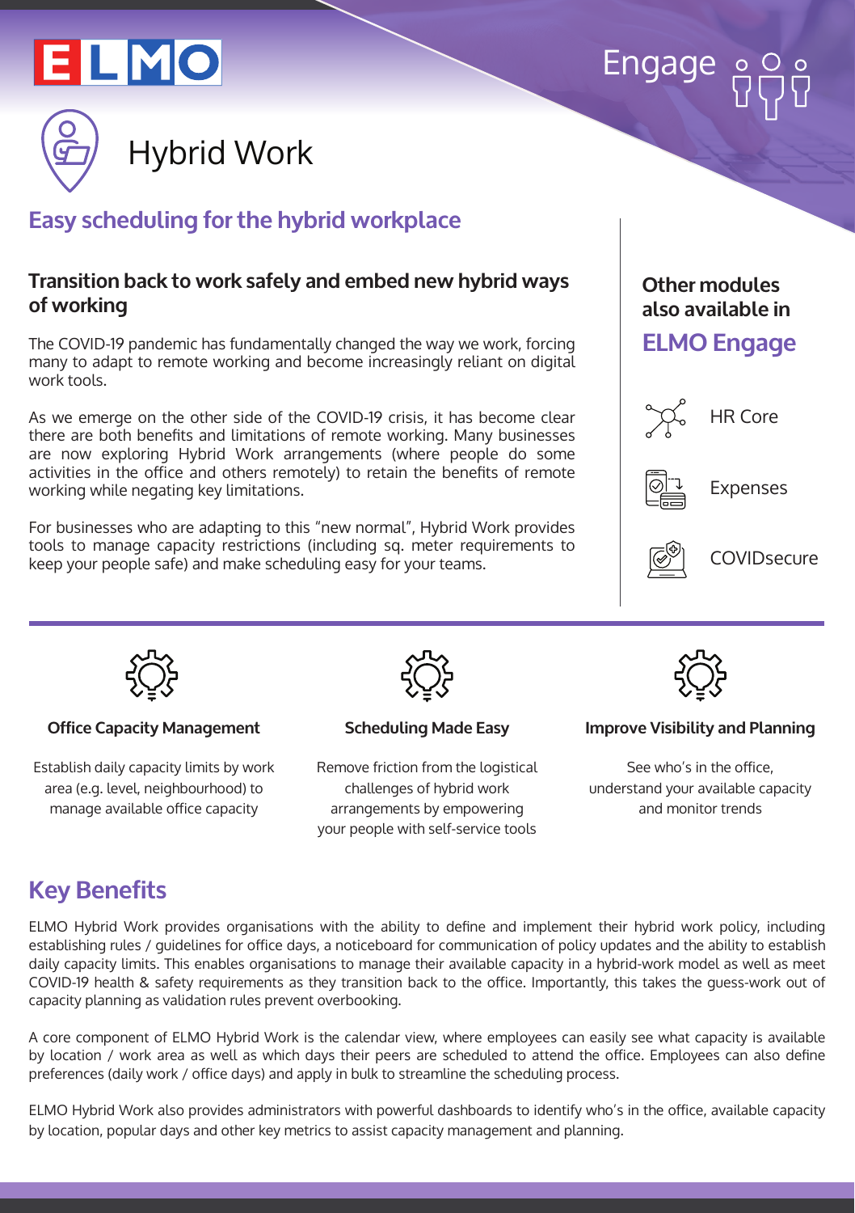ELMO

Engage

# Hybrid Work

## Easy scheduling for the hybrid workplace

### Transition back to work safely and embed new hybrid ways of working

The COVID-19 pandemic has fundamentally changed the way we work, forcing many to adapt to remote working and become increasingly reliant on digital work tools.

As we emerge on the other side of the COVID-19 crisis, it has become clear there are both benefits and limitations of remote working. Many businesses are now exploring Hybrid Work arrangements (where people do some activities in the office and others remotely) to retain the benefits of remote working while negating key limitations.

For businesses who are adapting to this "new normal", Hybrid Work provides tools to manage capacity restrictions (including sq. meter requirements to keep your people safe) and make scheduling easy for your teams.

### Other modules also available in

## ELMO Engage

- HR Core
- Expenses
- COVIDsecure

### Office Capacity Management

Establish daily capacity limits by work area (e.g. level, neighbourhood) to manage available office capacity

### Scheduling Made Easy

Remove friction from the logistical challenges of hybrid work arrangements by empowering your people with self-service tools

### Improve Visibility and Planning

See who's in the office, understand your available capacity and monitor trends

## Key Benefits

ELMO Hybrid Work provides organisations with the ability to define and implement their hybrid work policy, including establishing rules / guidelines for office days, a noticeboard for communication of policy updates and the ability to establish daily capacity limits. This enables organisations to manage their available capacity in a hybrid-work model as well as meet COVID-19 health & safety requirements as they transition back to the office. Importantly, this takes the guess-work out of capacity planning as validation rules prevent overbooking.

A core component of ELMO Hybrid Work is the calendar view, where employees can easily see what capacity is available by location / work area as well as which days their peers are scheduled to attend the office. Employees can also define preferences (daily work / office days) and apply in bulk to streamline the scheduling process.

ELMO Hybrid Work also provides administrators with powerful dashboards to identify who's in the office, available capacity by location, popular days and other key metrics to assist capacity management and planning.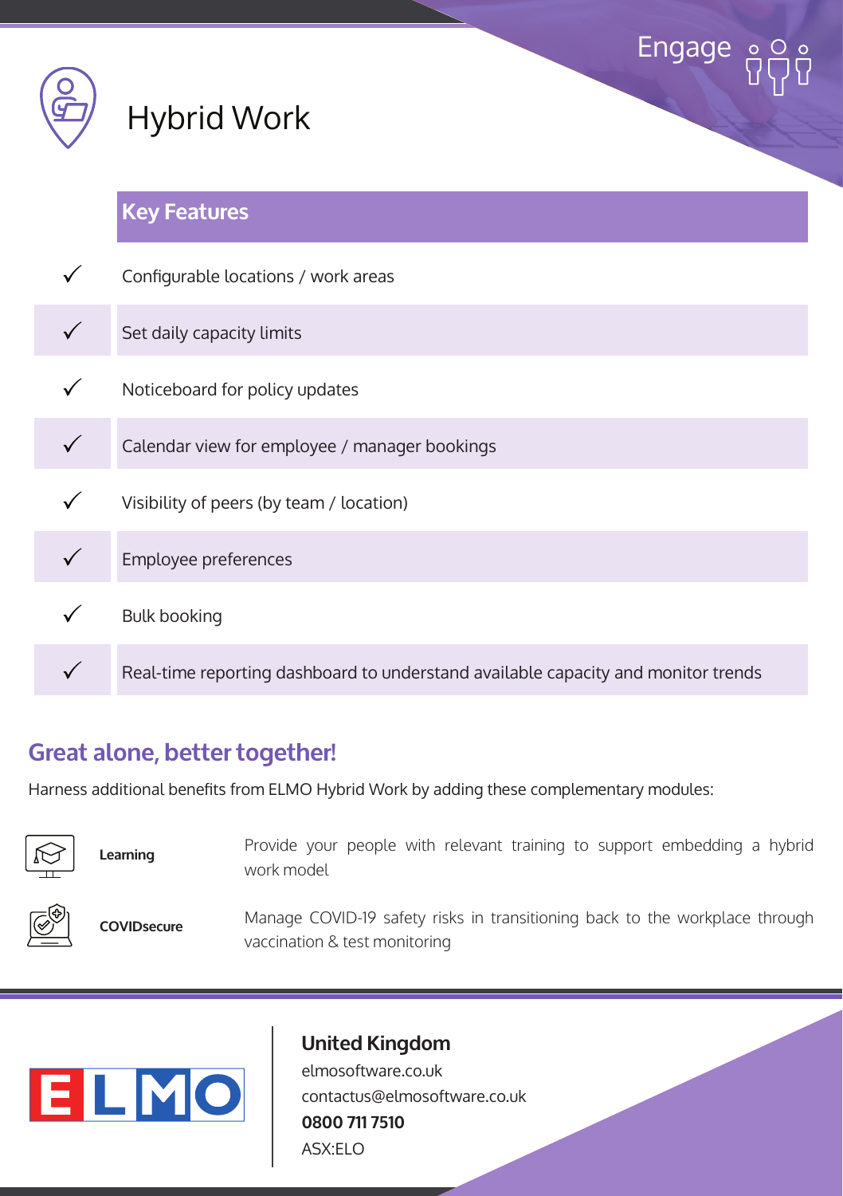Engage

# Hybrid Work

| | Key Features |
|---|---|
| ✓ | Configurable locations / work areas |
| ✓ | Set daily capacity limits |
| ✓ | Noticeboard for policy updates |
| ✓ | Calendar view for employee / manager bookings |
| ✓ | Visibility of peers (by team / location) |
| ✓ | Employee preferences |
| ✓ | Bulk booking |
| ✓ | Real-time reporting dashboard to understand available capacity and monitor trends |

## Great alone, better together!

Harness additional benefits from ELMO Hybrid Work by adding these complementary modules:

| | | |
|---|---|---|
| | **Learning** | Provide your people with relevant training to support embedding a hybrid work model |
| | **COVIDsecure** | Manage COVID-19 safety risks in transitioning back to the workplace through vaccination & test monitoring |

ELMO

**United Kingdom**
elmosoftware.co.uk
contactus@elmosoftware.co.uk
**0800 711 7510**
ASX:ELO